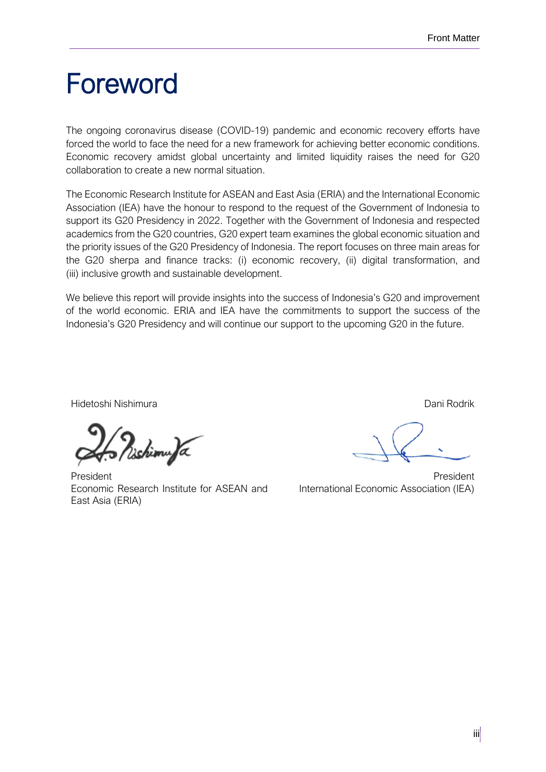# Foreword

The ongoing coronavirus disease (COVID-19) pandemic and economic recovery efforts have forced the world to face the need for a new framework for achieving better economic conditions. Economic recovery amidst global uncertainty and limited liquidity raises the need for G20 collaboration to create a new normal situation.

The Economic Research Institute for ASEAN and East Asia (ERIA) and the International Economic Association (IEA) have the honour to respond to the request of the Government of Indonesia to support its G20 Presidency in 2022. Together with the Government of Indonesia and respected academics from the G20 countries, G20 expert team examines the global economic situation and the priority issues of the G20 Presidency of Indonesia. The report focuses on three main areas for the G20 sherpa and finance tracks: (i) economic recovery, (ii) digital transformation, and (iii) inclusive growth and sustainable development.

We believe this report will provide insights into the success of Indonesia's G20 and improvement of the world economic. ERIA and IEA have the commitments to support the success of the Indonesia's G20 Presidency and will continue our support to the upcoming G20 in the future.

Hidetoshi Nishimura

President
Economic Research Institute for ASEAN and East Asia (ERIA)

Dani Rodrik

President
International Economic Association (IEA)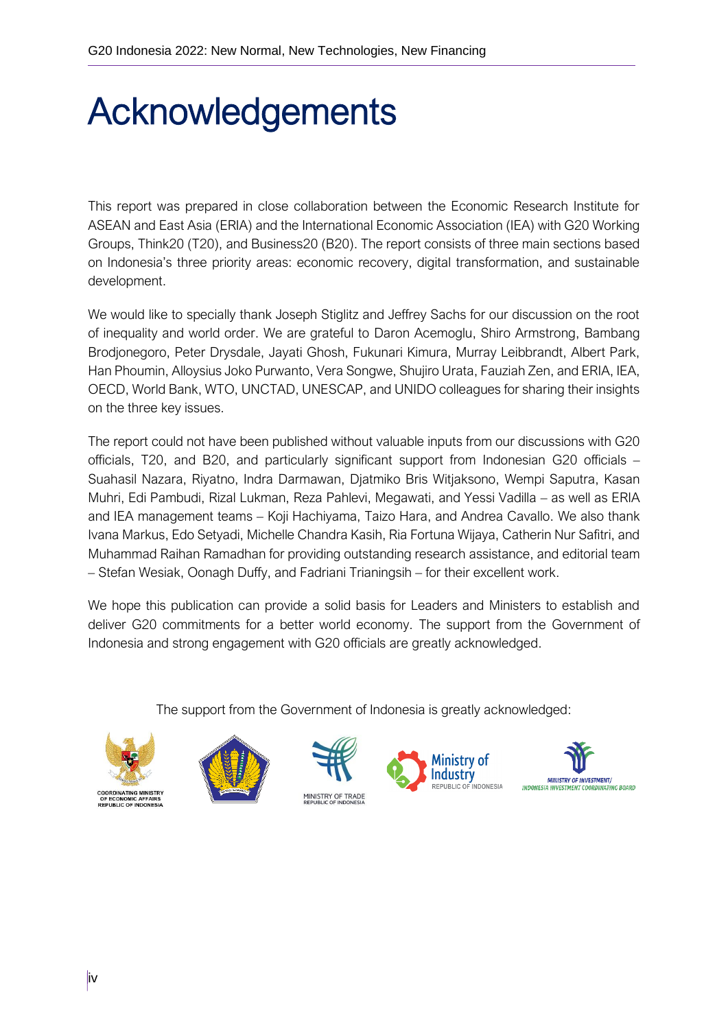# Acknowledgements

This report was prepared in close collaboration between the Economic Research Institute for ASEAN and East Asia (ERIA) and the International Economic Association (IEA) with G20 Working Groups, Think20 (T20), and Business20 (B20). The report consists of three main sections based on Indonesia's three priority areas: economic recovery, digital transformation, and sustainable development.

We would like to specially thank Joseph Stiglitz and Jeffrey Sachs for our discussion on the root of inequality and world order. We are grateful to Daron Acemoglu, Shiro Armstrong, Bambang Brodjonegoro, Peter Drysdale, Jayati Ghosh, Fukunari Kimura, Murray Leibbrandt, Albert Park, Han Phoumin, Alloysius Joko Purwanto, Vera Songwe, Shujiro Urata, Fauziah Zen, and ERIA, IEA, OECD, World Bank, WTO, UNCTAD, UNESCAP, and UNIDO colleagues for sharing their insights on the three key issues.

The report could not have been published without valuable inputs from our discussions with G20 officials, T20, and B20, and particularly significant support from Indonesian G20 officials – Suahasil Nazara, Riyatno, Indra Darmawan, Djatmiko Bris Witjaksono, Wempi Saputra, Kasan Muhri, Edi Pambudi, Rizal Lukman, Reza Pahlevi, Megawati, and Yessi Vadilla – as well as ERIA and IEA management teams – Koji Hachiyama, Taizo Hara, and Andrea Cavallo. We also thank Ivana Markus, Edo Setyadi, Michelle Chandra Kasih, Ria Fortuna Wijaya, Catherin Nur Safitri, and Muhammad Raihan Ramadhan for providing outstanding research assistance, and editorial team – Stefan Wesiak, Oonagh Duffy, and Fadriani Trianingsih – for their excellent work.

We hope this publication can provide a solid basis for Leaders and Ministers to establish and deliver G20 commitments for a better world economy. The support from the Government of Indonesia and strong engagement with G20 officials are greatly acknowledged.

The support from the Government of Indonesia is greatly acknowledged:

COORDINATING MINISTRY OF ECONOMIC AFFAIRS REPUBLIC OF INDONESIA

MINISTRY OF TRADE REPUBLIC OF INDONESIA

Ministry of Industry REPUBLIC OF INDONESIA

MINISTRY OF INVESTMENT/ INDONESIA INVESTMENT COORDINATING BOARD